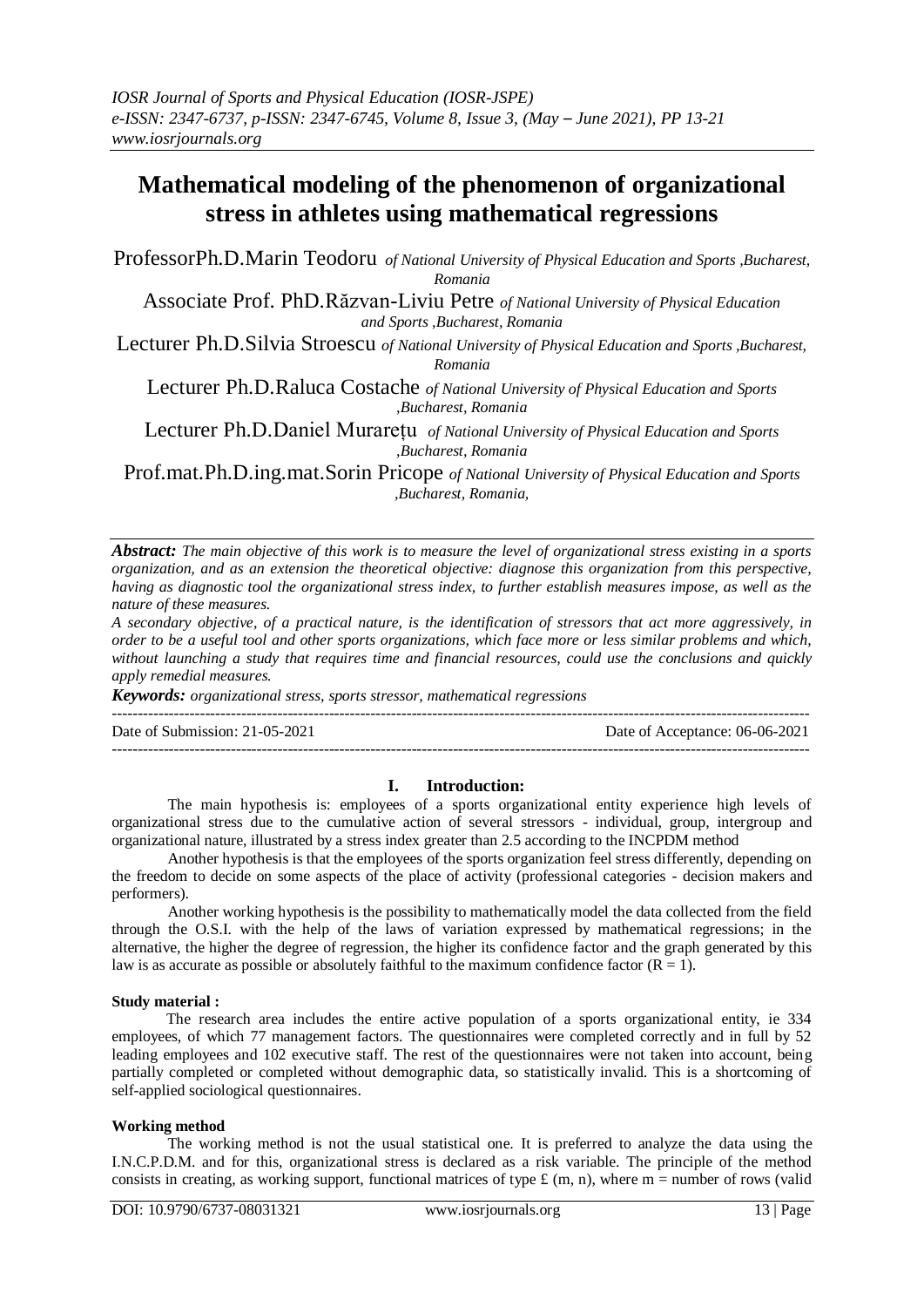# Mathematical modeling of the phenomenon of organizational stress in athletes using mathematical regressions

ProfessorPh.D.Marin Teodoru *of National University of Physical Education and Sports ,Bucharest, Romania*

Associate Prof. PhD.Răzvan-Liviu Petre *of National University of Physical Education and Sports ,Bucharest, Romania*

Lecturer Ph.D.Silvia Stroescu *of National University of Physical Education and Sports ,Bucharest, Romania*

Lecturer Ph.D.Raluca Costache *of National University of Physical Education and Sports ,Bucharest, Romania*

Lecturer Ph.D.Daniel Murarețu *of National University of Physical Education and Sports ,Bucharest, Romania*

Prof.mat.Ph.D.ing.mat.Sorin Pricope *of National University of Physical Education and Sports ,Bucharest, Romania,*

***Abstract:*** *The main objective of this work is to measure the level of organizational stress existing in a sports organization, and as an extension the theoretical objective: diagnose this organization from this perspective, having as diagnostic tool the organizational stress index, to further establish measures impose, as well as the nature of these measures.*

*A secondary objective, of a practical nature, is the identification of stressors that act more aggressively, in order to be a useful tool and other sports organizations, which face more or less similar problems and which, without launching a study that requires time and financial resources, could use the conclusions and quickly apply remedial measures.*

***Keywords:*** *organizational stress, sports stressor, mathematical regressions*

---

Date of Submission: 21-05-2021 Date of Acceptance: 06-06-2021

---

## I. Introduction:

The main hypothesis is: employees of a sports organizational entity experience high levels of organizational stress due to the cumulative action of several stressors - individual, group, intergroup and organizational nature, illustrated by a stress index greater than 2.5 according to the INCPDM method

Another hypothesis is that the employees of the sports organization feel stress differently, depending on the freedom to decide on some aspects of the place of activity (professional categories - decision makers and performers).

Another working hypothesis is the possibility to mathematically model the data collected from the field through the O.S.I. with the help of the laws of variation expressed by mathematical regressions; in the alternative, the higher the degree of regression, the higher its confidence factor and the graph generated by this law is as accurate as possible or absolutely faithful to the maximum confidence factor ($R = 1$).

### Study material :

The research area includes the entire active population of a sports organizational entity, ie 334 employees, of which 77 management factors. The questionnaires were completed correctly and in full by 52 leading employees and 102 executive staff. The rest of the questionnaires were not taken into account, being partially completed or completed without demographic data, so statistically invalid. This is a shortcoming of self-applied sociological questionnaires.

### Working method

The working method is not the usual statistical one. It is preferred to analyze the data using the I.N.C.P.D.M. and for this, organizational stress is declared as a risk variable. The principle of the method consists in creating, as working support, functional matrices of type £ (m, n), where m = number of rows (valid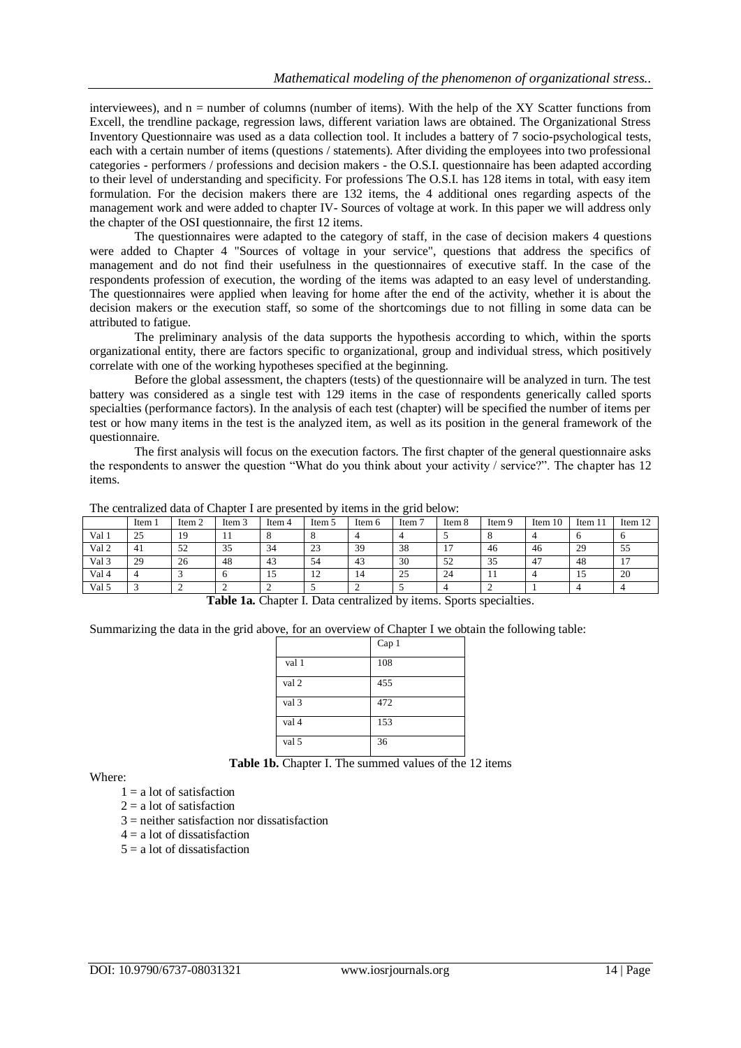interviewees), and n = number of columns (number of items). With the help of the XY Scatter functions from Excell, the trendline package, regression laws, different variation laws are obtained. The Organizational Stress Inventory Questionnaire was used as a data collection tool. It includes a battery of 7 socio-psychological tests, each with a certain number of items (questions / statements). After dividing the employees into two professional categories - performers / professions and decision makers - the O.S.I. questionnaire has been adapted according to their level of understanding and specificity. For professions The O.S.I. has 128 items in total, with easy item formulation. For the decision makers there are 132 items, the 4 additional ones regarding aspects of the management work and were added to chapter IV- Sources of voltage at work. In this paper we will address only the chapter of the OSI questionnaire, the first 12 items.

The questionnaires were adapted to the category of staff, in the case of decision makers 4 questions were added to Chapter 4 "Sources of voltage in your service", questions that address the specifics of management and do not find their usefulness in the questionnaires of executive staff. In the case of the respondents profession of execution, the wording of the items was adapted to an easy level of understanding. The questionnaires were applied when leaving for home after the end of the activity, whether it is about the decision makers or the execution staff, so some of the shortcomings due to not filling in some data can be attributed to fatigue.

The preliminary analysis of the data supports the hypothesis according to which, within the sports organizational entity, there are factors specific to organizational, group and individual stress, which positively correlate with one of the working hypotheses specified at the beginning.

Before the global assessment, the chapters (tests) of the questionnaire will be analyzed in turn. The test battery was considered as a single test with 129 items in the case of respondents generically called sports specialties (performance factors). In the analysis of each test (chapter) will be specified the number of items per test or how many items in the test is the analyzed item, as well as its position in the general framework of the questionnaire.

The first analysis will focus on the execution factors. The first chapter of the general questionnaire asks the respondents to answer the question "What do you think about your activity / service?". The chapter has 12 items.

The centralized data of Chapter I are presented by items in the grid below:

| | Item 1 | Item 2 | Item 3 | Item 4 | Item 5 | Item 6 | Item 7 | Item 8 | Item 9 | Item 10 | Item 11 | Item 12 |
|---|---|---|---|---|---|---|---|---|---|---|---|---|
| Val 1 | 25 | 19 | 11 | 8 | 8 | 4 | 4 | 5 | 8 | 4 | 6 | 6 |
| Val 2 | 41 | 52 | 35 | 34 | 23 | 39 | 38 | 17 | 46 | 46 | 29 | 55 |
| Val 3 | 29 | 26 | 48 | 43 | 54 | 43 | 30 | 52 | 35 | 47 | 48 | 17 |
| Val 4 | 4 | 3 | 6 | 15 | 12 | 14 | 25 | 24 | 11 | 4 | 15 | 20 |
| Val 5 | 3 | 2 | 2 | 2 | 5 | 2 | 5 | 4 | 2 | 1 | 4 | 4 |

**Table 1a.** Chapter I. Data centralized by items. Sports specialties.

Summarizing the data in the grid above, for an overview of Chapter I we obtain the following table:

| | Cap 1 |
|---|---|
| val 1 | 108 |
| val 2 | 455 |
| val 3 | 472 |
| val 4 | 153 |
| val 5 | 36 |

**Table 1b.** Chapter I. The summed values of the 12 items

Where:

1 = a lot of satisfaction
2 = a lot of satisfaction
3 = neither satisfaction nor dissatisfaction
4 = a lot of dissatisfaction
5 = a lot of dissatisfaction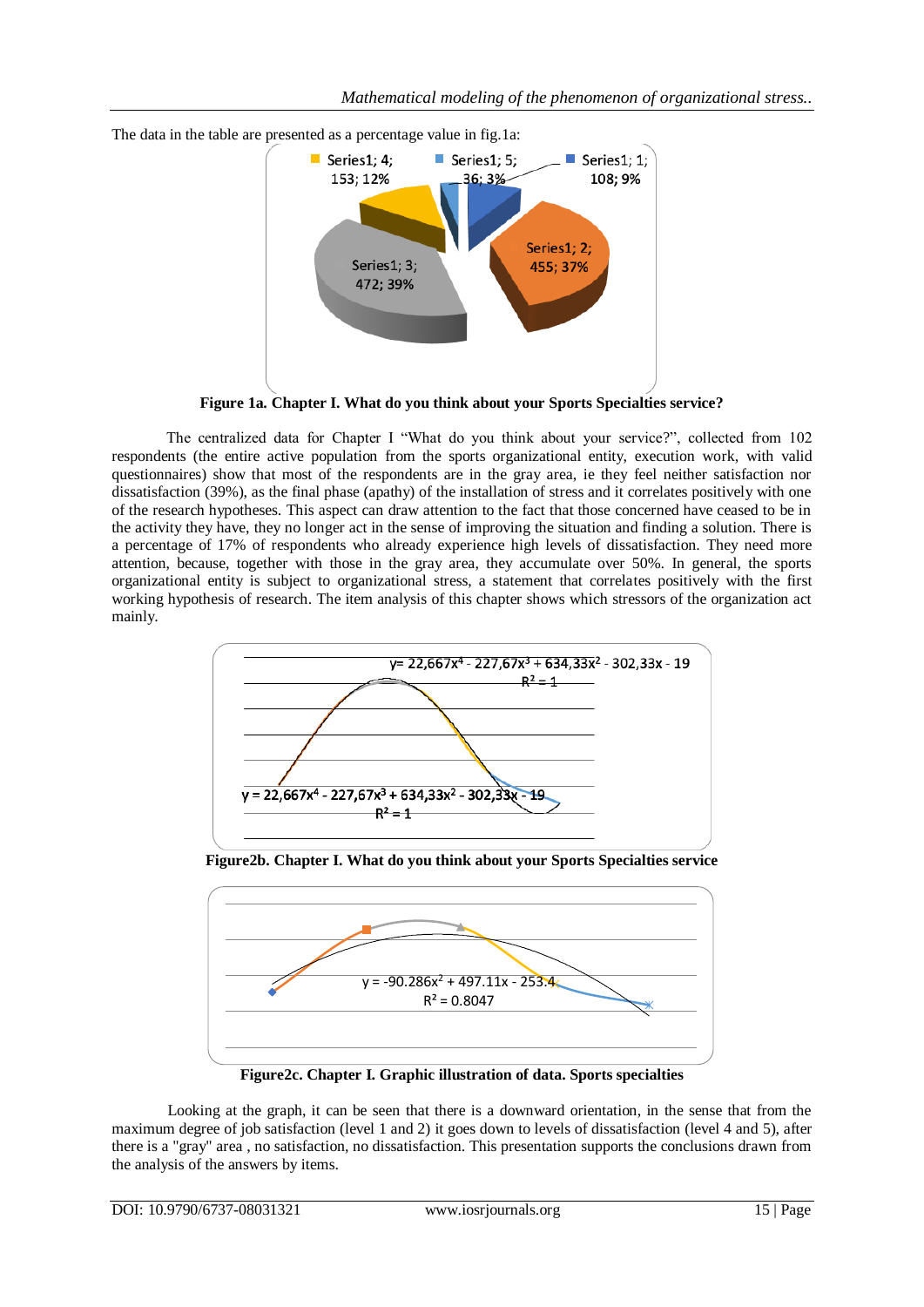The data in the table are presented as a percentage value in fig.1a:

**Figure 1a. Chapter I. What do you think about your Sports Specialties service?**

The centralized data for Chapter I "What do you think about your service?", collected from 102 respondents (the entire active population from the sports organizational entity, execution work, with valid questionnaires) show that most of the respondents are in the gray area, ie they feel neither satisfaction nor dissatisfaction (39%), as the final phase (apathy) of the installation of stress and it correlates positively with one of the research hypotheses. This aspect can draw attention to the fact that those concerned have ceased to be in the activity they have, they no longer act in the sense of improving the situation and finding a solution. There is a percentage of 17% of respondents who already experience high levels of dissatisfaction. They need more attention, because, together with those in the gray area, they accumulate over 50%. In general, the sports organizational entity is subject to organizational stress, a statement that correlates positively with the first working hypothesis of research. The item analysis of this chapter shows which stressors of the organization act mainly.

**Figure2b. Chapter I. What do you think about your Sports Specialties service**

**Figure2c. Chapter I. Graphic illustration of data. Sports specialties**

Looking at the graph, it can be seen that there is a downward orientation, in the sense that from the maximum degree of job satisfaction (level 1 and 2) it goes down to levels of dissatisfaction (level 4 and 5), after there is a "gray" area , no satisfaction, no dissatisfaction. This presentation supports the conclusions drawn from the analysis of the answers by items.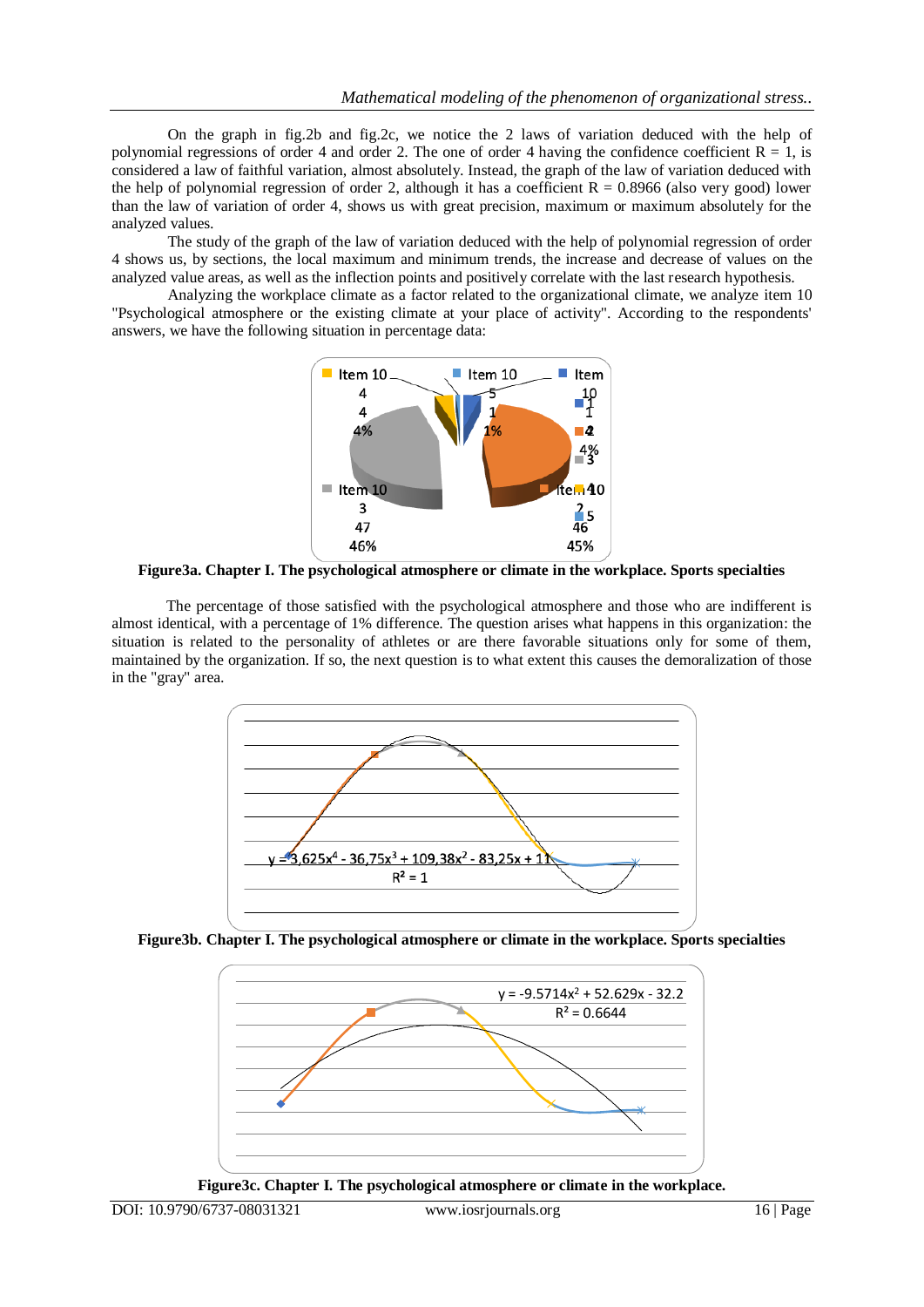On the graph in fig.2b and fig.2c, we notice the 2 laws of variation deduced with the help of polynomial regressions of order 4 and order 2. The one of order 4 having the confidence coefficient R = 1, is considered a law of faithful variation, almost absolutely. Instead, the graph of the law of variation deduced with the help of polynomial regression of order 2, although it has a coefficient R = 0.8966 (also very good) lower than the law of variation of order 4, shows us with great precision, maximum or maximum absolutely for the analyzed values.

The study of the graph of the law of variation deduced with the help of polynomial regression of order 4 shows us, by sections, the local maximum and minimum trends, the increase and decrease of values on the analyzed value areas, as well as the inflection points and positively correlate with the last research hypothesis.

Analyzing the workplace climate as a factor related to the organizational climate, we analyze item 10 "Psychological atmosphere or the existing climate at your place of activity". According to the respondents' answers, we have the following situation in percentage data:

**Figure3a. Chapter I. The psychological atmosphere or climate in the workplace. Sports specialties**

The percentage of those satisfied with the psychological atmosphere and those who are indifferent is almost identical, with a percentage of 1% difference. The question arises what happens in this organization: the situation is related to the personality of athletes or are there favorable situations only for some of them, maintained by the organization. If so, the next question is to what extent this causes the demoralization of those in the "gray" area.

**Figure3b. Chapter I. The psychological atmosphere or climate in the workplace. Sports specialties**

**Figure3c. Chapter I. The psychological atmosphere or climate in the workplace.**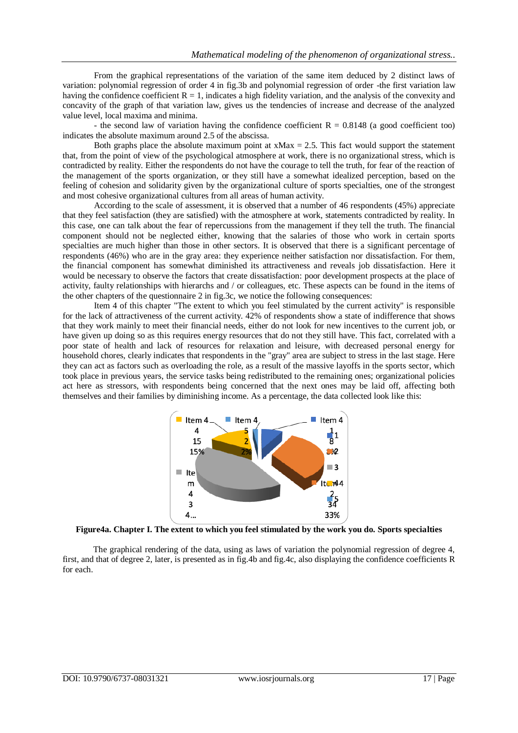From the graphical representations of the variation of the same item deduced by 2 distinct laws of variation: polynomial regression of order 4 in fig.3b and polynomial regression of order -the first variation law having the confidence coefficient R = 1, indicates a high fidelity variation, and the analysis of the convexity and concavity of the graph of that variation law, gives us the tendencies of increase and decrease of the analyzed value level, local maxima and minima.

- the second law of variation having the confidence coefficient R = 0.8148 (a good coefficient too) indicates the absolute maximum around 2.5 of the abscissa.

Both graphs place the absolute maximum point at xMax = 2.5. This fact would support the statement that, from the point of view of the psychological atmosphere at work, there is no organizational stress, which is contradicted by reality. Either the respondents do not have the courage to tell the truth, for fear of the reaction of the management of the sports organization, or they still have a somewhat idealized perception, based on the feeling of cohesion and solidarity given by the organizational culture of sports specialties, one of the strongest and most cohesive organizational cultures from all areas of human activity.

According to the scale of assessment, it is observed that a number of 46 respondents (45%) appreciate that they feel satisfaction (they are satisfied) with the atmosphere at work, statements contradicted by reality. In this case, one can talk about the fear of repercussions from the management if they tell the truth. The financial component should not be neglected either, knowing that the salaries of those who work in certain sports specialties are much higher than those in other sectors. It is observed that there is a significant percentage of respondents (46%) who are in the gray area: they experience neither satisfaction nor dissatisfaction. For them, the financial component has somewhat diminished its attractiveness and reveals job dissatisfaction. Here it would be necessary to observe the factors that create dissatisfaction: poor development prospects at the place of activity, faulty relationships with hierarchs and / or colleagues, etc. These aspects can be found in the items of the other chapters of the questionnaire 2 in fig.3c, we notice the following consequences:

Item 4 of this chapter "The extent to which you feel stimulated by the current activity" is responsible for the lack of attractiveness of the current activity. 42% of respondents show a state of indifference that shows that they work mainly to meet their financial needs, either do not look for new incentives to the current job, or have given up doing so as this requires energy resources that do not they still have. This fact, correlated with a poor state of health and lack of resources for relaxation and leisure, with decreased personal energy for household chores, clearly indicates that respondents in the "gray" area are subject to stress in the last stage. Here they can act as factors such as overloading the role, as a result of the massive layoffs in the sports sector, which took place in previous years, the service tasks being redistributed to the remaining ones; organizational policies act here as stressors, with respondents being concerned that the next ones may be laid off, affecting both themselves and their families by diminishing income. As a percentage, the data collected look like this:

**Figure4a. Chapter I. The extent to which you feel stimulated by the work you do. Sports specialties**

The graphical rendering of the data, using as laws of variation the polynomial regression of degree 4, first, and that of degree 2, later, is presented as in fig.4b and fig.4c, also displaying the confidence coefficients R for each.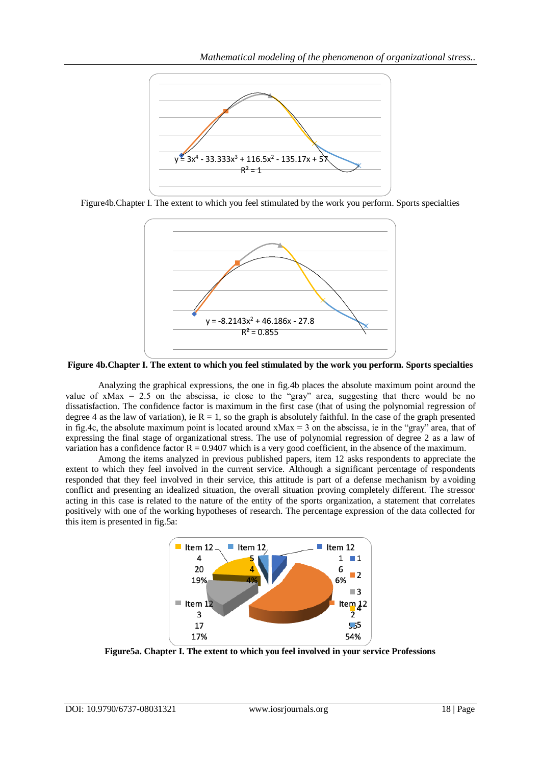$y = 3x^4 - 33.333x^3 + 116.5x^2 - 135.17x + 57$

$R^2 = 1$

Figure4b.Chapter I. The extent to which you feel stimulated by the work you perform. Sports specialties

$y = -8.2143x^2 + 46.186x - 27.8$

$R^2 = 0.855$

**Figure 4b.Chapter I. The extent to which you feel stimulated by the work you perform. Sports specialties**

Analyzing the graphical expressions, the one in fig.4b places the absolute maximum point around the value of xMax = 2.5 on the abscissa, ie close to the "gray" area, suggesting that there would be no dissatisfaction. The confidence factor is maximum in the first case (that of using the polynomial regression of degree 4 as the law of variation), ie R = 1, so the graph is absolutely faithful. In the case of the graph presented in fig.4c, the absolute maximum point is located around xMax = 3 on the abscissa, ie in the "gray" area, that of expressing the final stage of organizational stress. The use of polynomial regression of degree 2 as a law of variation has a confidence factor R = 0.9407 which is a very good coefficient, in the absence of the maximum.

Among the items analyzed in previous published papers, item 12 asks respondents to appreciate the extent to which they feel involved in the current service. Although a significant percentage of respondents responded that they feel involved in their service, this attitude is part of a defense mechanism by avoiding conflict and presenting an idealized situation, the overall situation proving completely different. The stressor acting in this case is related to the nature of the entity of the sports organization, a statement that correlates positively with one of the working hypotheses of research. The percentage expression of the data collected for this item is presented in fig.5a:

Item 12 4 20 19% | Item 12 5 4 4% | Item 12 1 6 6% | Item 12 3 17 17% | Item 12 2 55 54%

Legend: 1, 2, 3, 4, 5

**Figure5a. Chapter I. The extent to which you feel involved in your service Professions**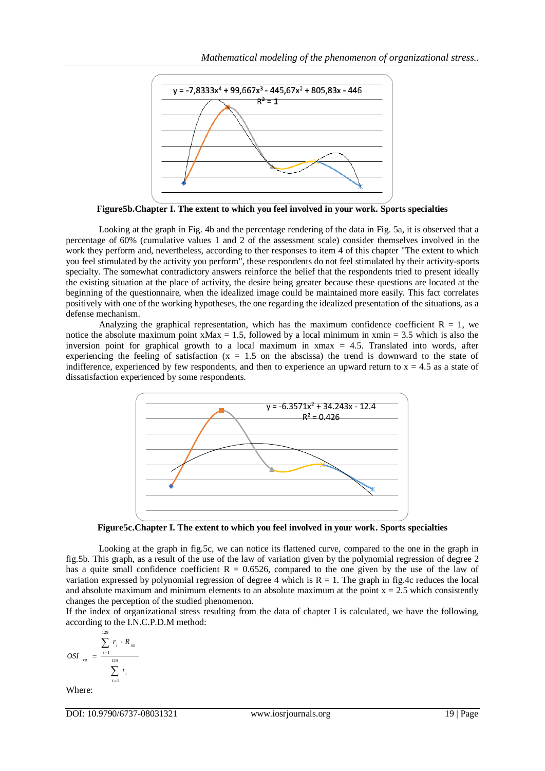$y = -7{,}8333x^4 + 99{,}667x^3 - 445{,}67x^2 + 805{,}83x - 446$

$R^2 = 1$

**Figure5b.Chapter I. The extent to which you feel involved in your work. Sports specialties**

Looking at the graph in Fig. 4b and the percentage rendering of the data in Fig. 5a, it is observed that a percentage of 60% (cumulative values 1 and 2 of the assessment scale) consider themselves involved in the work they perform and, nevertheless, according to ther responses to item 4 of this chapter "The extent to which you feel stimulated by the activity you perform", these respondents do not feel stimulated by their activity-sports specialty. The somewhat contradictory answers reinforce the belief that the respondents tried to present ideally the existing situation at the place of activity, the desire being greater because these questions are located at the beginning of the questionnaire, when the idealized image could be maintained more easily. This fact correlates positively with one of the working hypotheses, the one regarding the idealized presentation of the situations, as a defense mechanism.

Analyzing the graphical representation, which has the maximum confidence coefficient $R = 1$, we notice the absolute maximum point $xMax = 1.5$, followed by a local minimum in $xmin = 3.5$ which is also the inversion point for graphical growth to a local maximum in $xmax = 4.5$. Translated into words, after experiencing the feeling of satisfaction ($x = 1.5$ on the abscissa) the trend is downward to the state of indifference, experienced by few respondents, and then to experience an upward return to $x = 4.5$ as a state of dissatisfaction experienced by some respondents.

$y = -6.3571x^2 + 34.243x - 12.4$

$R^2 = 0.426$

**Figure5c.Chapter I. The extent to which you feel involved in your work. Sports specialties**

Looking at the graph in fig.5c, we can notice its flattened curve, compared to the one in the graph in fig.5b. This graph, as a result of the use of the law of variation given by the polynomial regression of degree 2 has a quite small confidence coefficient $R = 0.6526$, compared to the one given by the use of the law of variation expressed by polynomial regression of degree 4 which is $R = 1$. The graph in fig.4c reduces the local and absolute maximum and minimum elements to an absolute maximum at the point $x = 2.5$ which consistently changes the perception of the studied phenomenon.

If the index of organizational stress resulting from the data of chapter I is calculated, we have the following, according to the I.N.C.P.D.M method:

$$OSI_{rg} = \frac{\sum_{i=1}^{129} r_i \cdot R_{im}}{\sum_{i=1}^{129} r_i}$$

Where: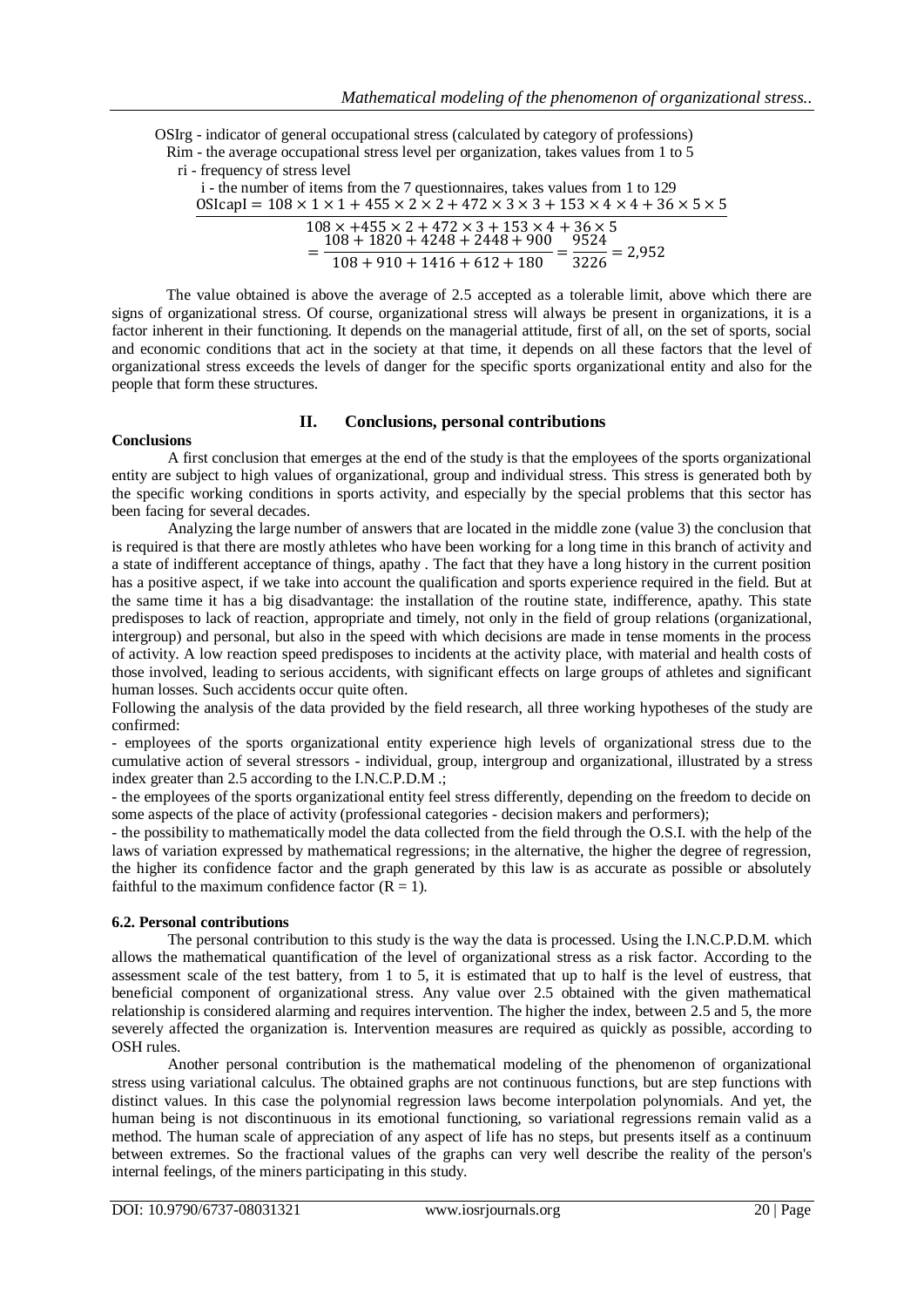OSIrg - indicator of general occupational stress (calculated by category of professions)

Rim - the average occupational stress level per organization, takes values from 1 to 5

ri - frequency of stress level

i - the number of items from the 7 questionnaires, takes values from 1 to 129

$$\mathrm{OSIcapI} = \frac{108 \times 1 \times 1 + 455 \times 2 \times 2 + 472 \times 3 \times 3 + 153 \times 4 \times 4 + 36 \times 5 \times 5}{108 \times +455 \times 2 + 472 \times 3 + 153 \times 4 + 36 \times 5}$$

$$= \frac{108 + 1820 + 4248 + 2448 + 900}{108 + 910 + 1416 + 612 + 180} = \frac{9524}{3226} = 2{,}952$$

The value obtained is above the average of 2.5 accepted as a tolerable limit, above which there are signs of organizational stress. Of course, organizational stress will always be present in organizations, it is a factor inherent in their functioning. It depends on the managerial attitude, first of all, on the set of sports, social and economic conditions that act in the society at that time, it depends on all these factors that the level of organizational stress exceeds the levels of danger for the specific sports organizational entity and also for the people that form these structures.

## II. Conclusions, personal contributions

### Conclusions

A first conclusion that emerges at the end of the study is that the employees of the sports organizational entity are subject to high values of organizational, group and individual stress. This stress is generated both by the specific working conditions in sports activity, and especially by the special problems that this sector has been facing for several decades.

Analyzing the large number of answers that are located in the middle zone (value 3) the conclusion that is required is that there are mostly athletes who have been working for a long time in this branch of activity and a state of indifferent acceptance of things, apathy . The fact that they have a long history in the current position has a positive aspect, if we take into account the qualification and sports experience required in the field. But at the same time it has a big disadvantage: the installation of the routine state, indifference, apathy. This state predisposes to lack of reaction, appropriate and timely, not only in the field of group relations (organizational, intergroup) and personal, but also in the speed with which decisions are made in tense moments in the process of activity. A low reaction speed predisposes to incidents at the activity place, with material and health costs of those involved, leading to serious accidents, with significant effects on large groups of athletes and significant human losses. Such accidents occur quite often.

Following the analysis of the data provided by the field research, all three working hypotheses of the study are confirmed:

- employees of the sports organizational entity experience high levels of organizational stress due to the cumulative action of several stressors - individual, group, intergroup and organizational, illustrated by a stress index greater than 2.5 according to the I.N.C.P.D.M .;
- the employees of the sports organizational entity feel stress differently, depending on the freedom to decide on some aspects of the place of activity (professional categories - decision makers and performers);
- the possibility to mathematically model the data collected from the field through the O.S.I. with the help of the laws of variation expressed by mathematical regressions; in the alternative, the higher the degree of regression, the higher its confidence factor and the graph generated by this law is as accurate as possible or absolutely faithful to the maximum confidence factor ($R = 1$).

### 6.2. Personal contributions

The personal contribution to this study is the way the data is processed. Using the I.N.C.P.D.M. which allows the mathematical quantification of the level of organizational stress as a risk factor. According to the assessment scale of the test battery, from 1 to 5, it is estimated that up to half is the level of eustress, that beneficial component of organizational stress. Any value over 2.5 obtained with the given mathematical relationship is considered alarming and requires intervention. The higher the index, between 2.5 and 5, the more severely affected the organization is. Intervention measures are required as quickly as possible, according to OSH rules.

Another personal contribution is the mathematical modeling of the phenomenon of organizational stress using variational calculus. The obtained graphs are not continuous functions, but are step functions with distinct values. In this case the polynomial regression laws become interpolation polynomials. And yet, the human being is not discontinuous in its emotional functioning, so variational regressions remain valid as a method. The human scale of appreciation of any aspect of life has no steps, but presents itself as a continuum between extremes. So the fractional values of the graphs can very well describe the reality of the person's internal feelings, of the miners participating in this study.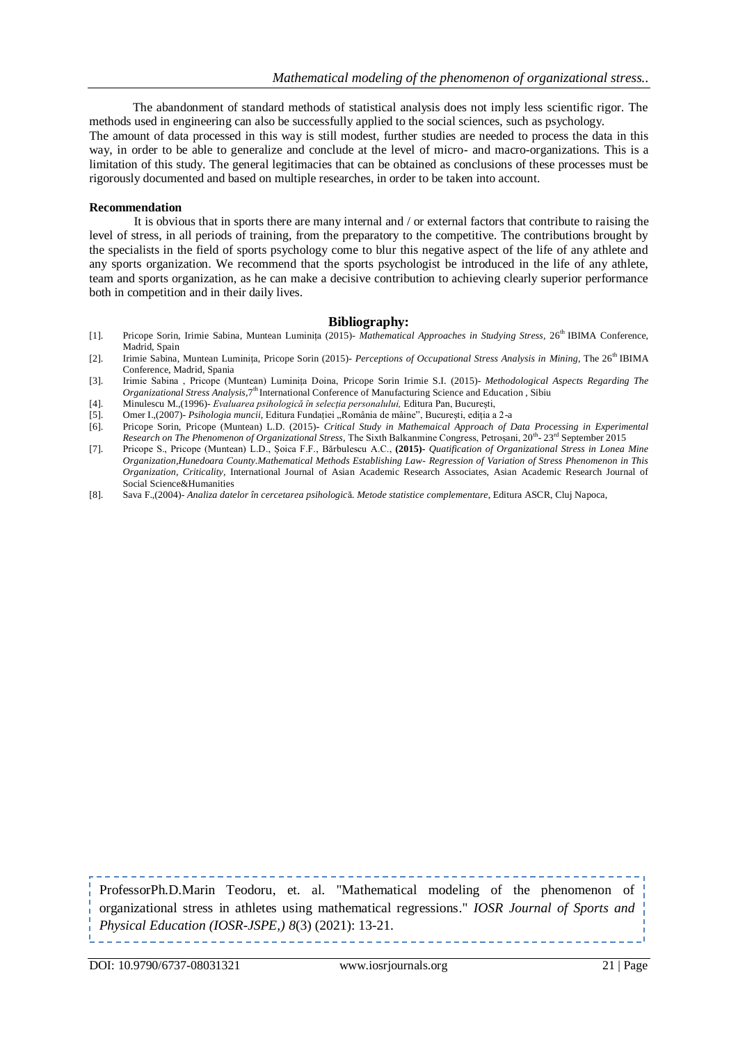The abandonment of standard methods of statistical analysis does not imply less scientific rigor. The methods used in engineering can also be successfully applied to the social sciences, such as psychology.
The amount of data processed in this way is still modest, further studies are needed to process the data in this way, in order to be able to generalize and conclude at the level of micro- and macro-organizations. This is a limitation of this study. The general legitimacies that can be obtained as conclusions of these processes must be rigorously documented and based on multiple researches, in order to be taken into account.

**Recommendation**

It is obvious that in sports there are many internal and / or external factors that contribute to raising the level of stress, in all periods of training, from the preparatory to the competitive. The contributions brought by the specialists in the field of sports psychology come to blur this negative aspect of the life of any athlete and any sports organization. We recommend that the sports psychologist be introduced in the life of any athlete, team and sports organization, as he can make a decisive contribution to achieving clearly superior performance both in competition and in their daily lives.

## Bibliography:

[1]. Pricope Sorin, Irimie Sabina, Muntean Luminița (2015)- *Mathematical Approaches in Studying Stress*, 26th IBIMA Conference, Madrid, Spain

[2]. Irimie Sabina, Muntean Luminița, Pricope Sorin (2015)- *Perceptions of Occupational Stress Analysis in Mining*, The 26th IBIMA Conference, Madrid, Spania

[3]. Irimie Sabina , Pricope (Muntean) Luminița Doina, Pricope Sorin Irimie S.I. (2015)- *Methodological Aspects Regarding The Organizational Stress Analysis*,7th International Conference of Manufacturing Science and Education , Sibiu

[4]. Minulescu M.,(1996)- *Evaluarea psihologică în selecția personalului,* Editura Pan, București,

[5]. Omer I.,(2007)- *Psihologia muncii*, Editura Fundației „România de mâine", București, ediția a 2-a

[6]. Pricope Sorin, Pricope (Muntean) L.D. (2015)- *Critical Study in Mathemaical Approach of Data Processing in Experimental Research on The Phenomenon of Organizational Stress*, The Sixth Balkanmine Congress, Petroșani, 20th- 23rd September 2015

[7]. Pricope S., Pricope (Muntean) L.D., Șoica F.F., Bărbulescu A.C., **(2015)**- *Quatification of Organizational Stress in Lonea Mine Organization,Hunedoara County.Mathematical Methods Establishing Law- Regression of Variation of Stress Phenomenon in This Organization, Criticality*, International Journal of Asian Academic Research Associates, Asian Academic Research Journal of Social Science&Humanities

[8]. Sava F.,(2004)- *Analiza datelor în cercetarea psihologică. Metode statistice complementare*, Editura ASCR, Cluj Napoca,

ProfessorPh.D.Marin Teodoru, et. al. "Mathematical modeling of the phenomenon of organizational stress in athletes using mathematical regressions." *IOSR Journal of Sports and Physical Education (IOSR-JSPE,) 8*(3) (2021): 13-21.